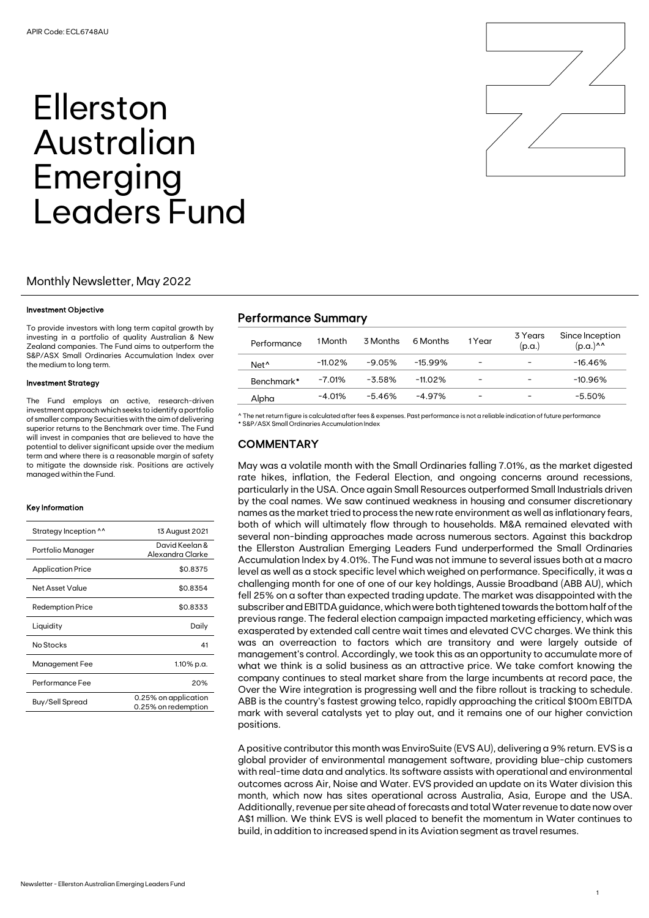APIR Code: ECL6748AU

# Ellerston Australian Emerging Leaders Fund

## Monthly Newsletter, May 2022

#### Investment Objective

To provide investors with long term capital growth by investing in a portfolio of quality Australian & New Zealand companies. The Fund aims to outperform the S&P/ASX Small Ordinaries Accumulation Index over the medium to long term.

#### Investment Strategy

The Fund employs an active, research-driven investment approach which seeks to identify a portfolio of smaller company Securities with the aim of delivering superior returns to the Benchmark over time. The Fund will invest in companies that are believed to have the potential to deliver significant upside over the medium term and where there is a reasonable margin of safety to mitigate the downside risk. Positions are actively managed within the Fund.

#### Key Information

| | |
|---|---|
| Strategy Inception ^^ | 13 August 2021 |
| Portfolio Manager | David Keelan & Alexandra Clarke |
| Application Price | $0.8375 |
| Net Asset Value | $0.8354 |
| Redemption Price | $0.8333 |
| Liquidity | Daily |
| No Stocks | 41 |
| Management Fee | 1.10% p.a. |
| Performance Fee | 20% |
| Buy/Sell Spread | 0.25% on application 0.25% on redemption |

## Performance Summary

| Performance | 1 Month | 3 Months | 6 Months | 1 Year | 3 Years (p.a.) | Since Inception (p.a.)^^ |
|---|---|---|---|---|---|---|
| Net^ | -11.02% | -9.05% | -15.99% | - | - | -16.46% |
| Benchmark* | -7.01% | -3.58% | -11.02% | - | - | -10.96% |
| Alpha | -4.01% | -5.46% | -4.97% | - | - | -5.50% |

^ The net return figure is calculated after fees & expenses. Past performance is not a reliable indication of future performance
* S&P/ASX Small Ordinaries Accumulation Index

## COMMENTARY

May was a volatile month with the Small Ordinaries falling 7.01%, as the market digested rate hikes, inflation, the Federal Election, and ongoing concerns around recessions, particularly in the USA. Once again Small Resources outperformed Small Industrials driven by the coal names. We saw continued weakness in housing and consumer discretionary names as the market tried to process the new rate environment as well as inflationary fears, both of which will ultimately flow through to households. M&A remained elevated with several non-binding approaches made across numerous sectors. Against this backdrop the Ellerston Australian Emerging Leaders Fund underperformed the Small Ordinaries Accumulation Index by 4.01%. The Fund was not immune to several issues both at a macro level as well as a stock specific level which weighed on performance. Specifically, it was a challenging month for one of one of our key holdings, Aussie Broadband (ABB AU), which fell 25% on a softer than expected trading update. The market was disappointed with the subscriber and EBITDA guidance, which were both tightened towards the bottom half of the previous range. The federal election campaign impacted marketing efficiency, which was exasperated by extended call centre wait times and elevated CVC charges. We think this was an overreaction to factors which are transitory and were largely outside of management's control. Accordingly, we took this as an opportunity to accumulate more of what we think is a solid business as an attractive price. We take comfort knowing the company continues to steal market share from the large incumbents at record pace, the Over the Wire integration is progressing well and the fibre rollout is tracking to schedule. ABB is the country's fastest growing telco, rapidly approaching the critical $100m EBITDA mark with several catalysts yet to play out, and it remains one of our higher conviction positions.

A positive contributor this month was EnviroSuite (EVS AU), delivering a 9% return. EVS is a global provider of environmental management software, providing blue-chip customers with real-time data and analytics. Its software assists with operational and environmental outcomes across Air, Noise and Water. EVS provided an update on its Water division this month, which now has sites operational across Australia, Asia, Europe and the USA. Additionally, revenue per site ahead of forecasts and total Water revenue to date now over A$1 million. We think EVS is well placed to benefit the momentum in Water continues to build, in addition to increased spend in its Aviation segment as travel resumes.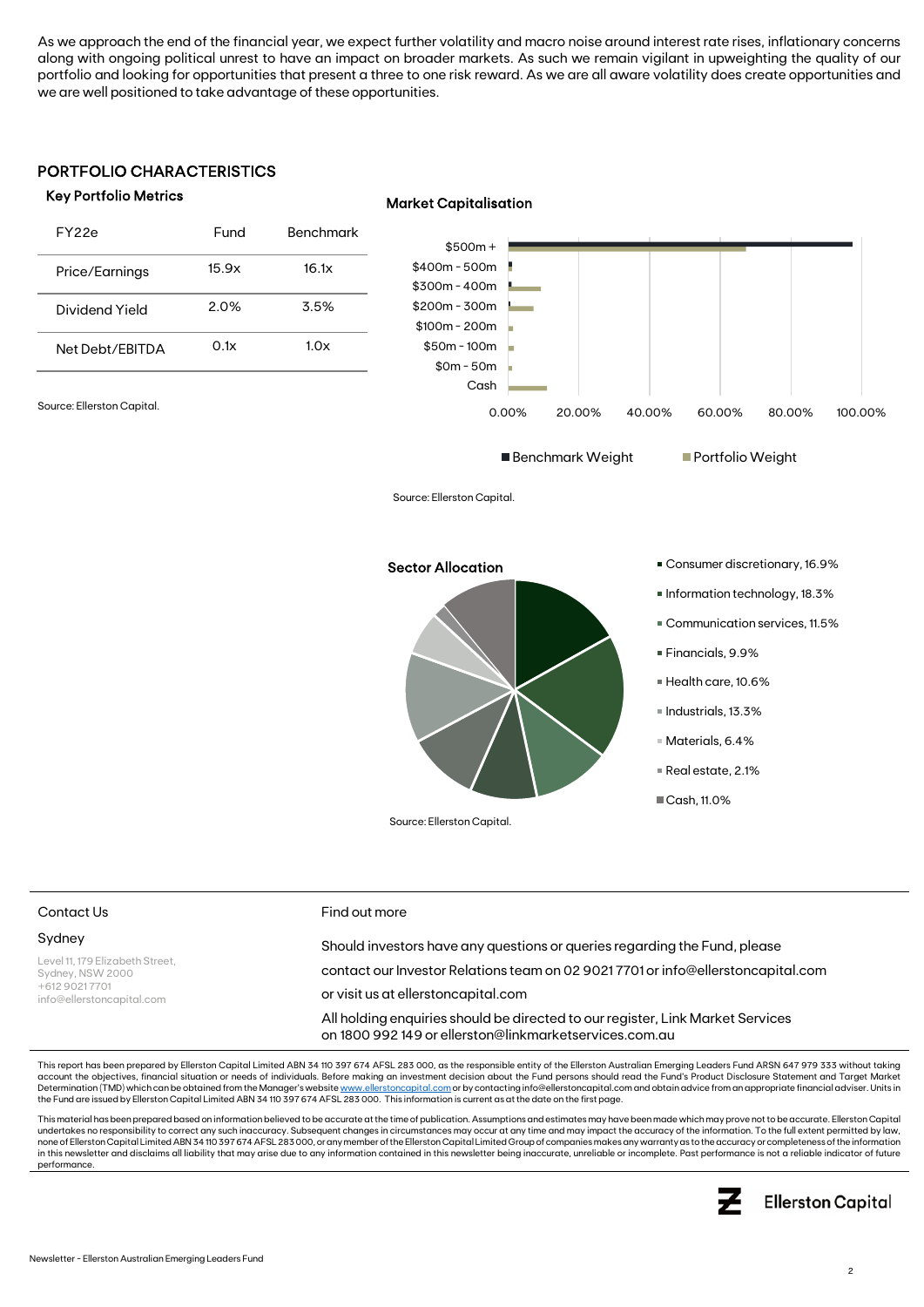As we approach the end of the financial year, we expect further volatility and macro noise around interest rate rises, inflationary concerns along with ongoing political unrest to have an impact on broader markets. As such we remain vigilant in upweighting the quality of our portfolio and looking for opportunities that present a three to one risk reward. As we are all aware volatility does create opportunities and we are well positioned to take advantage of these opportunities.

## PORTFOLIO CHARACTERISTICS

### Key Portfolio Metrics

| FY22e | Fund | Benchmark |
|---|---|---|
| Price/Earnings | 15.9x | 16.1x |
| Dividend Yield | 2.0% | 3.5% |
| Net Debt/EBITDA | 0.1x | 1.0x |

Source: Ellerston Capital.

### Market Capitalisation

$500m +
$400m - 500m
$300m - 400m
$200m - 300m
$100m - 200m
$50m - 100m
$0m - 50m
Cash

0.00% 20.00% 40.00% 60.00% 80.00% 100.00%

Benchmark Weight
Portfolio Weight

Source: Ellerston Capital.

### Sector Allocation

Consumer discretionary, 16.9%
Information technology, 18.3%
Communication services, 11.5%
Financials, 9.9%
Health care, 10.6%
Industrials, 13.3%
Materials, 6.4%
Real estate, 2.1%
Cash, 11.0%

Source: Ellerston Capital.

### Contact Us

**Sydney**

Level 11, 179 Elizabeth Street,
Sydney, NSW 2000
+612 9021 7701
info@ellerstoncapital.com

### Find out more

Should investors have any questions or queries regarding the Fund, please contact our Investor Relations team on 02 9021 7701 or info@ellerstoncapital.com or visit us at ellerstoncapital.com

All holding enquiries should be directed to our register, Link Market Services on 1800 992 149 or ellerston@linkmarketservices.com.au

This report has been prepared by Ellerston Capital Limited ABN 34 110 397 674 AFSL 283 000, as the responsible entity of the Ellerston Australian Emerging Leaders Fund ARSN 647 979 333 without taking account the objectives, financial situation or needs of individuals. Before making an investment decision about the Fund persons should read the Fund's Product Disclosure Statement and Target Market Determination (TMD) which can be obtained from the Manager's website www.ellerstoncapital.com or by contacting info@ellerstoncapital.com and obtain advice from an appropriate financial adviser. Units in the Fund are issued by Ellerston Capital Limited ABN 34 110 397 674 AFSL 283 000. This information is current as at the date on the first page.

This material has been prepared based on information believed to be accurate at the time of publication. Assumptions and estimates may have been made which may prove not to be accurate. Ellerston Capital undertakes no responsibility to correct any such inaccuracy. Subsequent changes in circumstances may occur at any time and may impact the accuracy of the information. To the full extent permitted by law, none of Ellerston Capital Limited ABN 34 110 397 674 AFSL 283 000, or any member of the Ellerston Capital Limited Group of companies makes any warranty as to the accuracy or completeness of the information in this newsletter and disclaims all liability that may arise due to any information contained in this newsletter being inaccurate, unreliable or incomplete. Past performance is not a reliable indicator of future performance.

Ellerston Capital